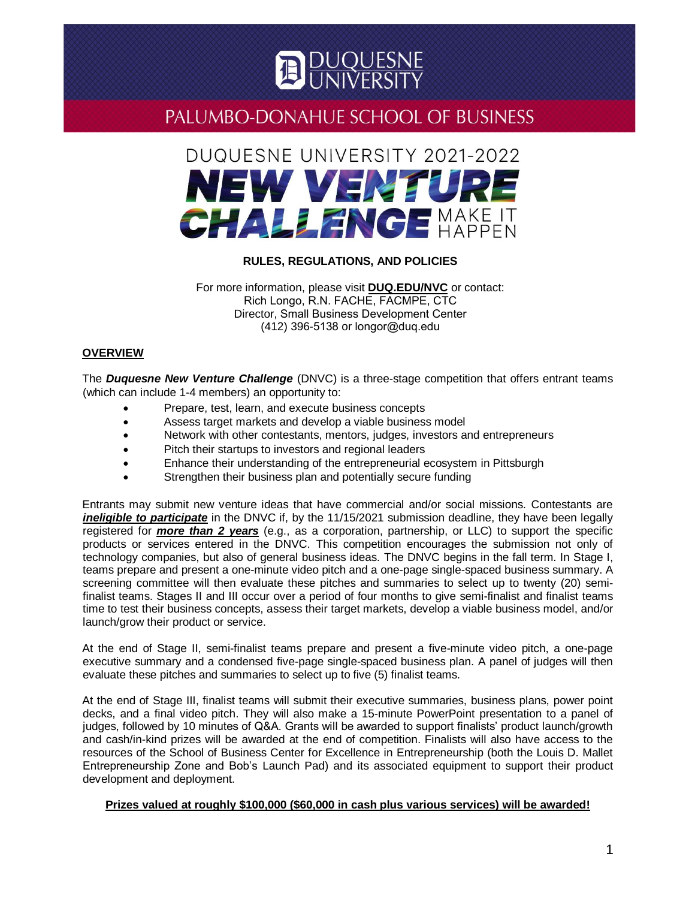# DUQUESNE UNIVERSITY

## PALUMBO-DONAHUE SCHOOL OF BUSINESS

# DUQUESNE UNIVERSITY 2021-2022 NEW VENTURE CHALLENGE MAKE IT HAPPEN

**RULES, REGULATIONS, AND POLICIES**

For more information, please visit **DUQ.EDU/NVC** or contact:
Rich Longo, R.N. FACHE, FACMPE, CTC
Director, Small Business Development Center
(412) 396-5138 or longor@duq.edu

### OVERVIEW

The ***Duquesne New Venture Challenge*** (DNVC) is a three-stage competition that offers entrant teams (which can include 1-4 members) an opportunity to:

- Prepare, test, learn, and execute business concepts
- Assess target markets and develop a viable business model
- Network with other contestants, mentors, judges, investors and entrepreneurs
- Pitch their startups to investors and regional leaders
- Enhance their understanding of the entrepreneurial ecosystem in Pittsburgh
- Strengthen their business plan and potentially secure funding

Entrants may submit new venture ideas that have commercial and/or social missions. Contestants are ***ineligible to participate*** in the DNVC if, by the 11/15/2021 submission deadline, they have been legally registered for ***more than 2 years*** (e.g., as a corporation, partnership, or LLC) to support the specific products or services entered in the DNVC. This competition encourages the submission not only of technology companies, but also of general business ideas. The DNVC begins in the fall term. In Stage I, teams prepare and present a one-minute video pitch and a one-page single-spaced business summary. A screening committee will then evaluate these pitches and summaries to select up to twenty (20) semi-finalist teams. Stages II and III occur over a period of four months to give semi-finalist and finalist teams time to test their business concepts, assess their target markets, develop a viable business model, and/or launch/grow their product or service.

At the end of Stage II, semi-finalist teams prepare and present a five-minute video pitch, a one-page executive summary and a condensed five-page single-spaced business plan. A panel of judges will then evaluate these pitches and summaries to select up to five (5) finalist teams.

At the end of Stage III, finalist teams will submit their executive summaries, business plans, power point decks, and a final video pitch. They will also make a 15-minute PowerPoint presentation to a panel of judges, followed by 10 minutes of Q&A. Grants will be awarded to support finalists' product launch/growth and cash/in-kind prizes will be awarded at the end of competition. Finalists will also have access to the resources of the School of Business Center for Excellence in Entrepreneurship (both the Louis D. Mallet Entrepreneurship Zone and Bob's Launch Pad) and its associated equipment to support their product development and deployment.

**Prizes valued at roughly $100,000 ($60,000 in cash plus various services) will be awarded!**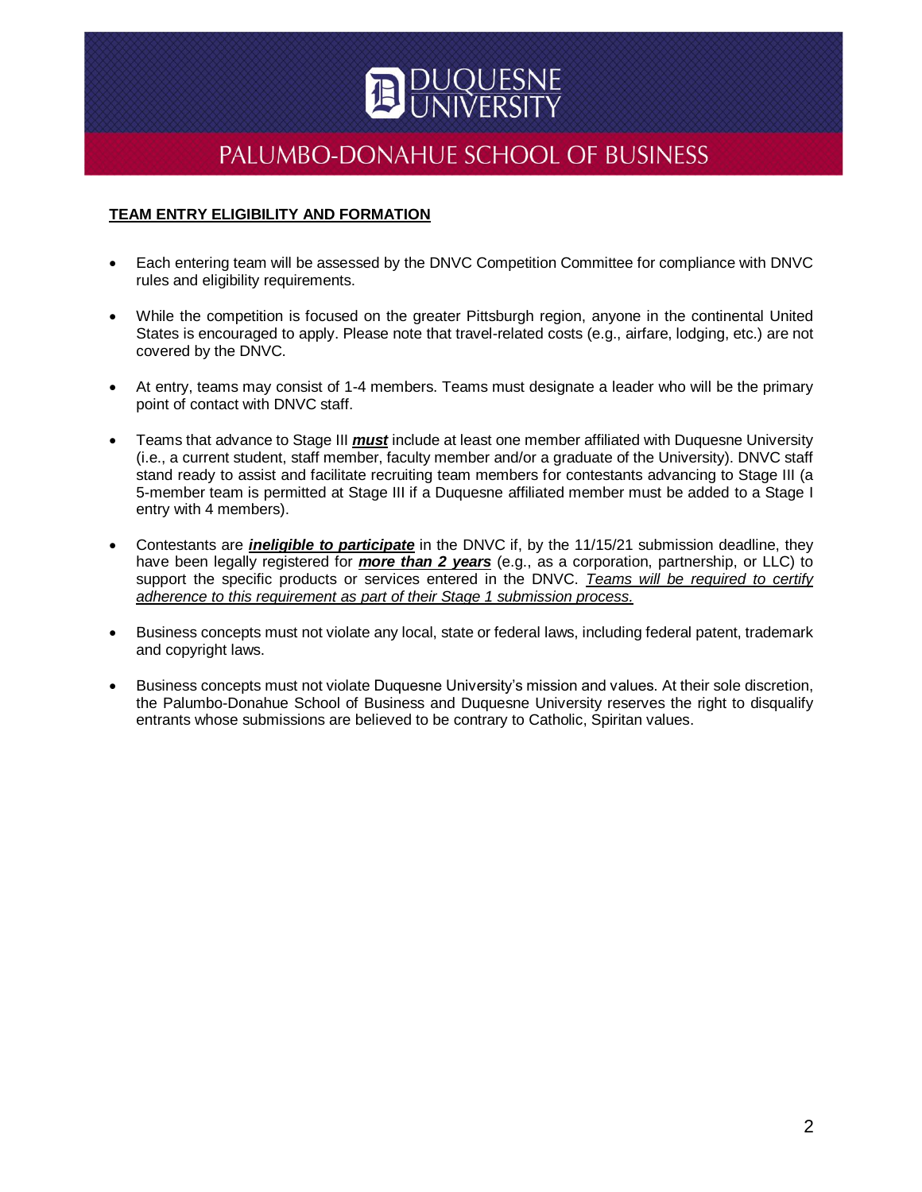**TEAM ENTRY ELIGIBILITY AND FORMATION**

- Each entering team will be assessed by the DNVC Competition Committee for compliance with DNVC rules and eligibility requirements.

- While the competition is focused on the greater Pittsburgh region, anyone in the continental United States is encouraged to apply. Please note that travel-related costs (e.g., airfare, lodging, etc.) are not covered by the DNVC.

- At entry, teams may consist of 1-4 members. Teams must designate a leader who will be the primary point of contact with DNVC staff.

- Teams that advance to Stage III ***must*** include at least one member affiliated with Duquesne University (i.e., a current student, staff member, faculty member and/or a graduate of the University). DNVC staff stand ready to assist and facilitate recruiting team members for contestants advancing to Stage III (a 5-member team is permitted at Stage III if a Duquesne affiliated member must be added to a Stage I entry with 4 members).

- Contestants are ***ineligible to participate*** in the DNVC if, by the 11/15/21 submission deadline, they have been legally registered for ***more than 2 years*** (e.g., as a corporation, partnership, or LLC) to support the specific products or services entered in the DNVC. *Teams will be required to certify adherence to this requirement as part of their Stage 1 submission process.*

- Business concepts must not violate any local, state or federal laws, including federal patent, trademark and copyright laws.

- Business concepts must not violate Duquesne University's mission and values. At their sole discretion, the Palumbo-Donahue School of Business and Duquesne University reserves the right to disqualify entrants whose submissions are believed to be contrary to Catholic, Spiritan values.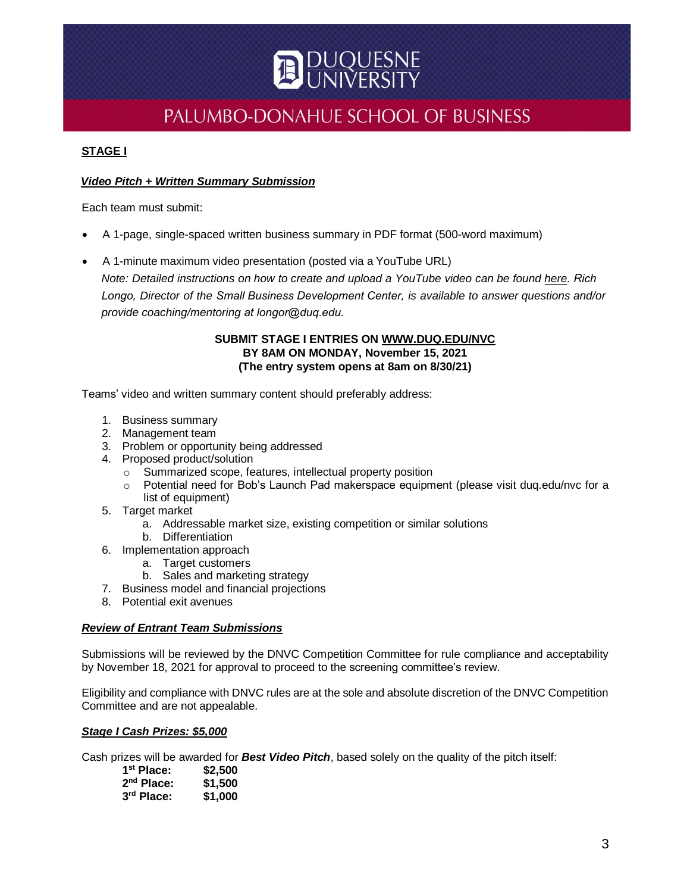## STAGE I

### *Video Pitch + Written Summary Submission*

Each team must submit:

- A 1-page, single-spaced written business summary in PDF format (500-word maximum)
- A 1-minute maximum video presentation (posted via a YouTube URL)
  *Note: Detailed instructions on how to create and upload a YouTube video can be found here. Rich Longo, Director of the Small Business Development Center, is available to answer questions and/or provide coaching/mentoring at longor@duq.edu.*

**SUBMIT STAGE I ENTRIES ON WWW.DUQ.EDU/NVC**
**BY 8AM ON MONDAY, November 15, 2021**
**(The entry system opens at 8am on 8/30/21)**

Teams' video and written summary content should preferably address:

1. Business summary
2. Management team
3. Problem or opportunity being addressed
4. Proposed product/solution
   - Summarized scope, features, intellectual property position
   - Potential need for Bob's Launch Pad makerspace equipment (please visit duq.edu/nvc for a list of equipment)
5. Target market
   a. Addressable market size, existing competition or similar solutions
   b. Differentiation
6. Implementation approach
   a. Target customers
   b. Sales and marketing strategy
7. Business model and financial projections
8. Potential exit avenues

### *Review of Entrant Team Submissions*

Submissions will be reviewed by the DNVC Competition Committee for rule compliance and acceptability by November 18, 2021 for approval to proceed to the screening committee's review.

Eligibility and compliance with DNVC rules are at the sole and absolute discretion of the DNVC Competition Committee and are not appealable.

### *Stage I Cash Prizes: $5,000*

Cash prizes will be awarded for ***Best Video Pitch***, based solely on the quality of the pitch itself:

| | |
|---|---|
| **1st Place:** | **$2,500** |
| **2nd Place:** | **$1,500** |
| **3rd Place:** | **$1,000** |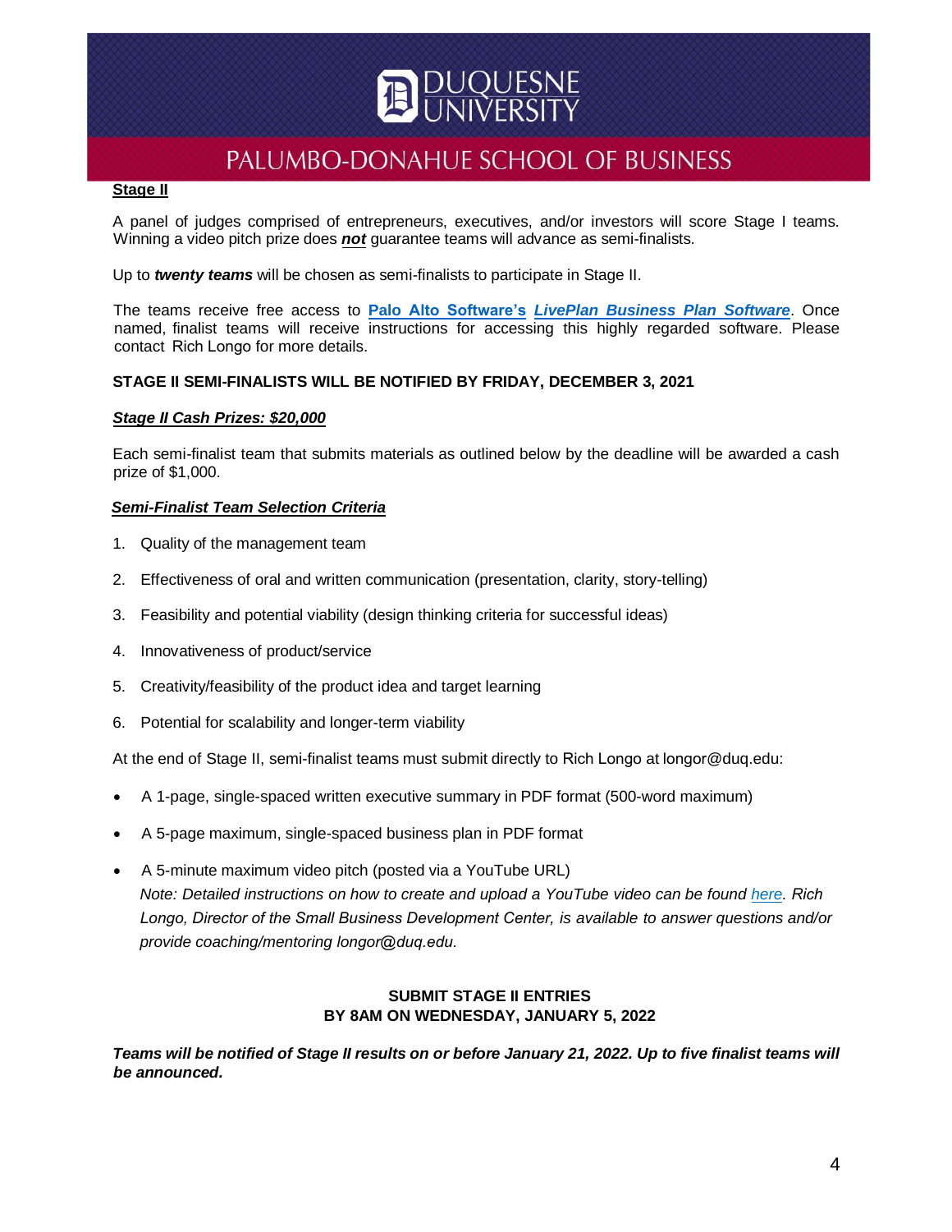## Stage II

A panel of judges comprised of entrepreneurs, executives, and/or investors will score Stage I teams. Winning a video pitch prize does ***not*** guarantee teams will advance as semi-finalists.

Up to ***twenty teams*** will be chosen as semi-finalists to participate in Stage II.

The teams receive free access to **Palo Alto Software's** ***LivePlan Business Plan Software***. Once named, finalist teams will receive instructions for accessing this highly regarded software. Please contact Rich Longo for more details.

**STAGE II SEMI-FINALISTS WILL BE NOTIFIED BY FRIDAY, DECEMBER 3, 2021**

***Stage II Cash Prizes: $20,000***

Each semi-finalist team that submits materials as outlined below by the deadline will be awarded a cash prize of $1,000.

***Semi-Finalist Team Selection Criteria***

1. Quality of the management team
2. Effectiveness of oral and written communication (presentation, clarity, story-telling)
3. Feasibility and potential viability (design thinking criteria for successful ideas)
4. Innovativeness of product/service
5. Creativity/feasibility of the product idea and target learning
6. Potential for scalability and longer-term viability

At the end of Stage II, semi-finalist teams must submit directly to Rich Longo at longor@duq.edu:

- A 1-page, single-spaced written executive summary in PDF format (500-word maximum)
- A 5-page maximum, single-spaced business plan in PDF format
- A 5-minute maximum video pitch (posted via a YouTube URL)
  *Note: Detailed instructions on how to create and upload a YouTube video can be found here. Rich Longo, Director of the Small Business Development Center, is available to answer questions and/or provide coaching/mentoring longor@duq.edu.*

**SUBMIT STAGE II ENTRIES**
**BY 8AM ON WEDNESDAY, JANUARY 5, 2022**

***Teams will be notified of Stage II results on or before January 21, 2022. Up to five finalist teams will be announced.***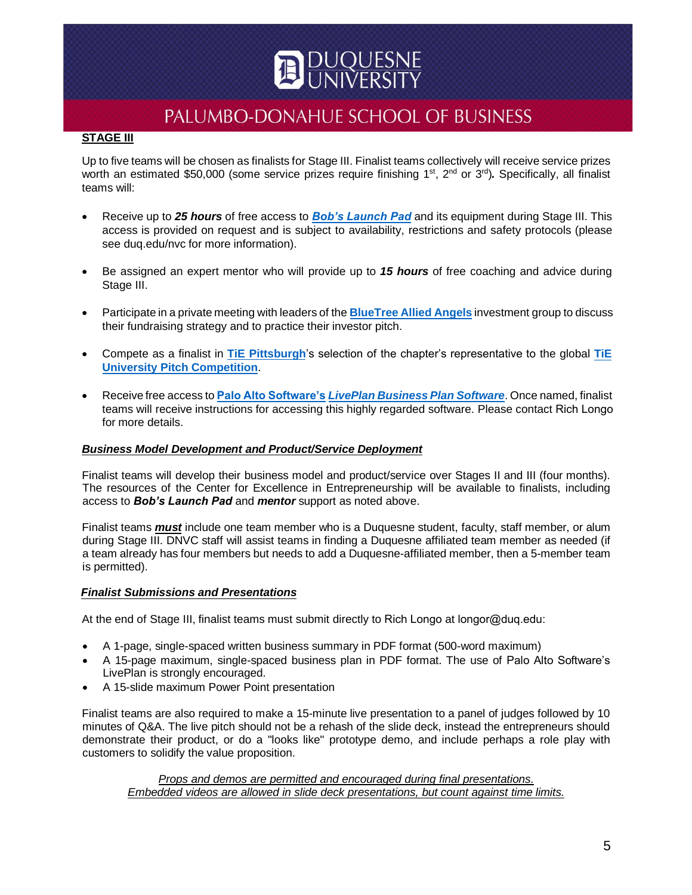## STAGE III

Up to five teams will be chosen as finalists for Stage III. Finalist teams collectively will receive service prizes worth an estimated $50,000 (some service prizes require finishing 1st, 2nd or 3rd). Specifically, all finalist teams will:

- Receive up to ***25 hours*** of free access to ***Bob's Launch Pad*** and its equipment during Stage III. This access is provided on request and is subject to availability, restrictions and safety protocols (please see duq.edu/nvc for more information).
- Be assigned an expert mentor who will provide up to ***15 hours*** of free coaching and advice during Stage III.
- Participate in a private meeting with leaders of the **BlueTree Allied Angels** investment group to discuss their fundraising strategy and to practice their investor pitch.
- Compete as a finalist in **TiE Pittsburgh**'s selection of the chapter's representative to the global **TiE University Pitch Competition**.
- Receive free access to **Palo Alto Software's *LivePlan Business Plan Software***. Once named, finalist teams will receive instructions for accessing this highly regarded software. Please contact Rich Longo for more details.

### *Business Model Development and Product/Service Deployment*

Finalist teams will develop their business model and product/service over Stages II and III (four months). The resources of the Center for Excellence in Entrepreneurship will be available to finalists, including access to ***Bob's Launch Pad*** and ***mentor*** support as noted above.

Finalist teams ***must*** include one team member who is a Duquesne student, faculty, staff member, or alum during Stage III. DNVC staff will assist teams in finding a Duquesne affiliated team member as needed (if a team already has four members but needs to add a Duquesne-affiliated member, then a 5-member team is permitted).

### *Finalist Submissions and Presentations*

At the end of Stage III, finalist teams must submit directly to Rich Longo at longor@duq.edu:

- A 1-page, single-spaced written business summary in PDF format (500-word maximum)
- A 15-page maximum, single-spaced business plan in PDF format. The use of Palo Alto Software's LivePlan is strongly encouraged.
- A 15-slide maximum Power Point presentation

Finalist teams are also required to make a 15-minute live presentation to a panel of judges followed by 10 minutes of Q&A. The live pitch should not be a rehash of the slide deck, instead the entrepreneurs should demonstrate their product, or do a "looks like" prototype demo, and include perhaps a role play with customers to solidify the value proposition.

*Props and demos are permitted and encouraged during final presentations.*
*Embedded videos are allowed in slide deck presentations, but count against time limits.*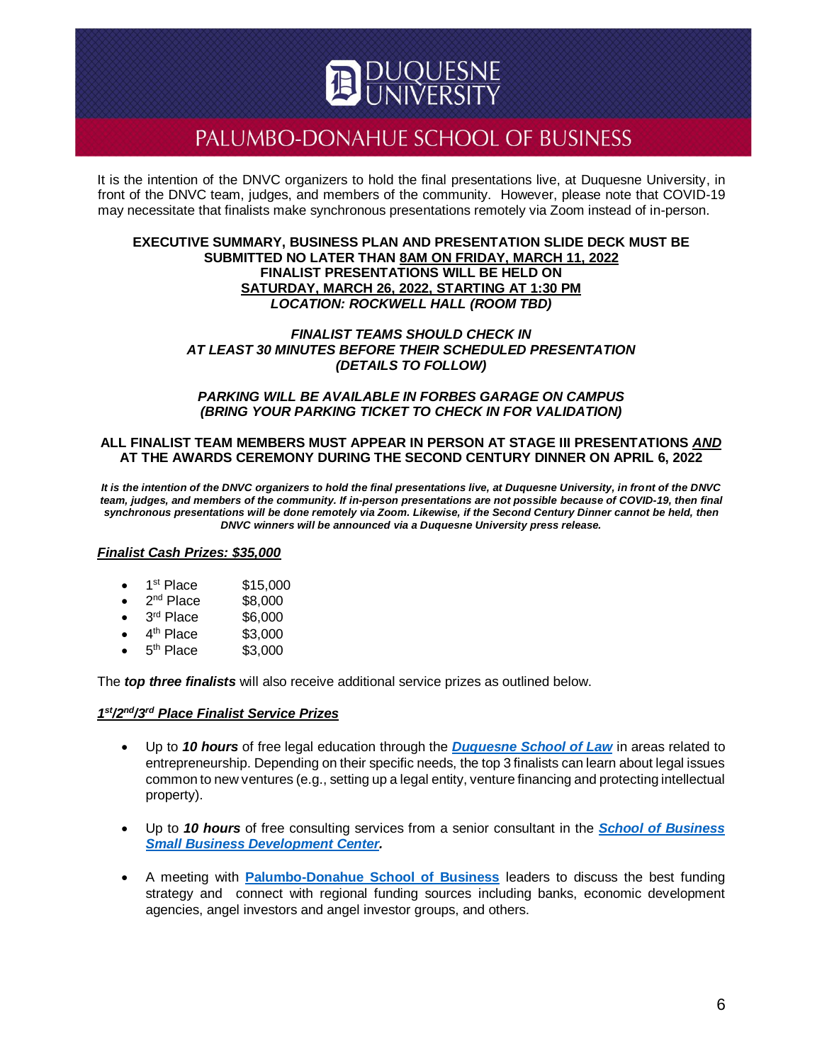It is the intention of the DNVC organizers to hold the final presentations live, at Duquesne University, in front of the DNVC team, judges, and members of the community. However, please note that COVID-19 may necessitate that finalists make synchronous presentations remotely via Zoom instead of in-person.

**EXECUTIVE SUMMARY, BUSINESS PLAN AND PRESENTATION SLIDE DECK MUST BE SUBMITTED NO LATER THAN 8AM ON FRIDAY, MARCH 11, 2022**
**FINALIST PRESENTATIONS WILL BE HELD ON SATURDAY, MARCH 26, 2022, STARTING AT 1:30 PM**
***LOCATION: ROCKWELL HALL (ROOM TBD)***

***FINALIST TEAMS SHOULD CHECK IN AT LEAST 30 MINUTES BEFORE THEIR SCHEDULED PRESENTATION (DETAILS TO FOLLOW)***

***PARKING WILL BE AVAILABLE IN FORBES GARAGE ON CAMPUS (BRING YOUR PARKING TICKET TO CHECK IN FOR VALIDATION)***

**ALL FINALIST TEAM MEMBERS MUST APPEAR IN PERSON AT STAGE III PRESENTATIONS *AND* AT THE AWARDS CEREMONY DURING THE SECOND CENTURY DINNER ON APRIL 6, 2022**

***It is the intention of the DNVC organizers to hold the final presentations live, at Duquesne University, in front of the DNVC team, judges, and members of the community. If in-person presentations are not possible because of COVID-19, then final synchronous presentations will be done remotely via Zoom. Likewise, if the Second Century Dinner cannot be held, then DNVC winners will be announced via a Duquesne University press release.***

***Finalist Cash Prizes: $35,000***

- 1st Place $15,000
- 2nd Place $8,000
- 3rd Place $6,000
- 4th Place $3,000
- 5th Place $3,000

The ***top three finalists*** will also receive additional service prizes as outlined below.

***1st/2nd/3rd Place Finalist Service Prizes***

- Up to ***10 hours*** of free legal education through the ***Duquesne School of Law*** in areas related to entrepreneurship. Depending on their specific needs, the top 3 finalists can learn about legal issues common to new ventures (e.g., setting up a legal entity, venture financing and protecting intellectual property).
- Up to ***10 hours*** of free consulting services from a senior consultant in the ***School of Business Small Business Development Center.***
- A meeting with **Palumbo-Donahue School of Business** leaders to discuss the best funding strategy and connect with regional funding sources including banks, economic development agencies, angel investors and angel investor groups, and others.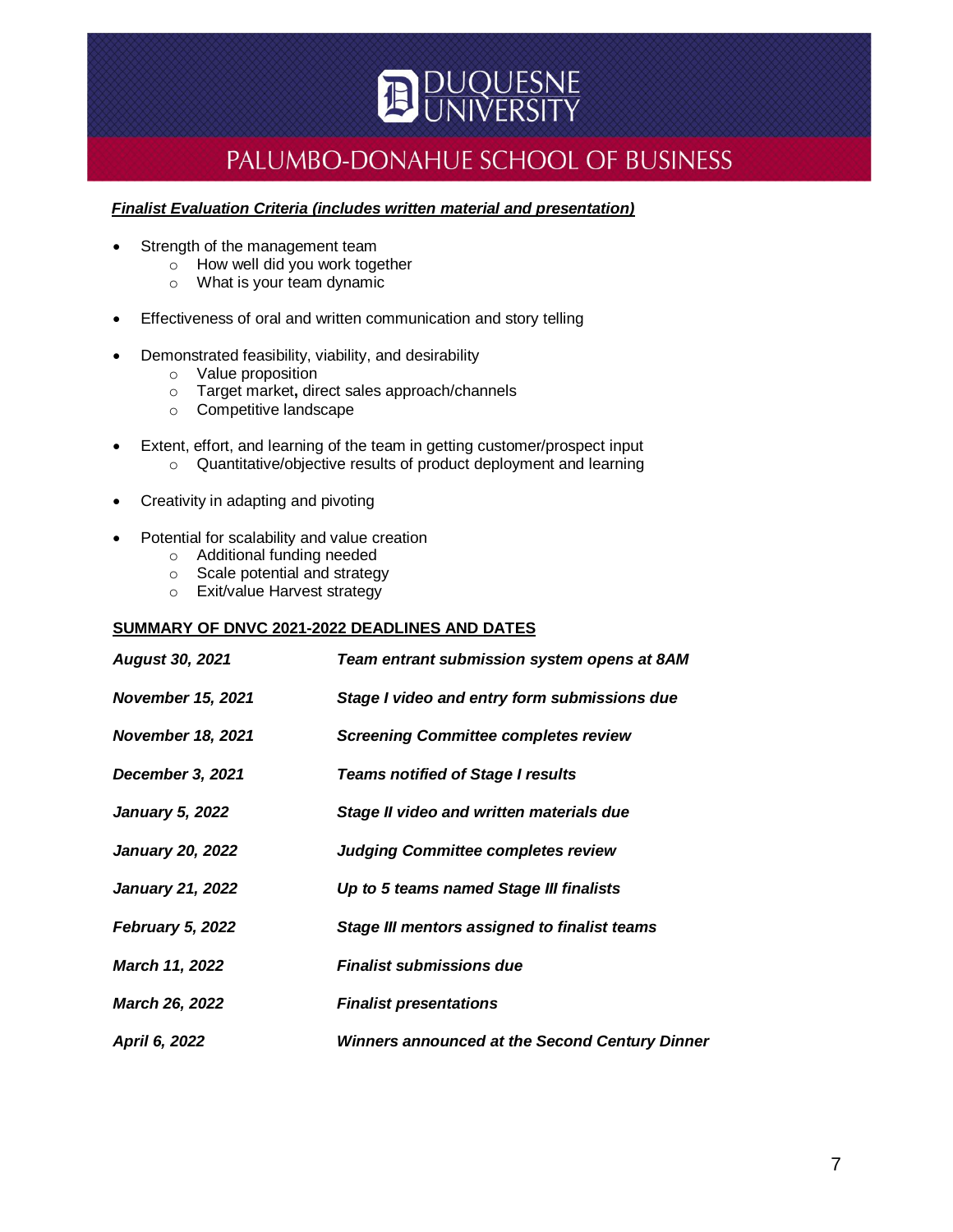***Finalist Evaluation Criteria (includes written material and presentation)***

- Strength of the management team
  - How well did you work together
  - What is your team dynamic
- Effectiveness of oral and written communication and story telling
- Demonstrated feasibility, viability, and desirability
  - Value proposition
  - Target market**,** direct sales approach/channels
  - Competitive landscape
- Extent, effort, and learning of the team in getting customer/prospect input
  - Quantitative/objective results of product deployment and learning
- Creativity in adapting and pivoting
- Potential for scalability and value creation
  - Additional funding needed
  - Scale potential and strategy
  - Exit/value Harvest strategy

**SUMMARY OF DNVC 2021-2022 DEADLINES AND DATES**

| | |
|---|---|
| ***August 30, 2021*** | ***Team entrant submission system opens at 8AM*** |
| ***November 15, 2021*** | ***Stage I video and entry form submissions due*** |
| ***November 18, 2021*** | ***Screening Committee completes review*** |
| ***December 3, 2021*** | ***Teams notified of Stage I results*** |
| ***January 5, 2022*** | ***Stage II video and written materials due*** |
| ***January 20, 2022*** | ***Judging Committee completes review*** |
| ***January 21, 2022*** | ***Up to 5 teams named Stage III finalists*** |
| ***February 5, 2022*** | ***Stage III mentors assigned to finalist teams*** |
| ***March 11, 2022*** | ***Finalist submissions due*** |
| ***March 26, 2022*** | ***Finalist presentations*** |
| ***April 6, 2022*** | ***Winners announced at the Second Century Dinner*** |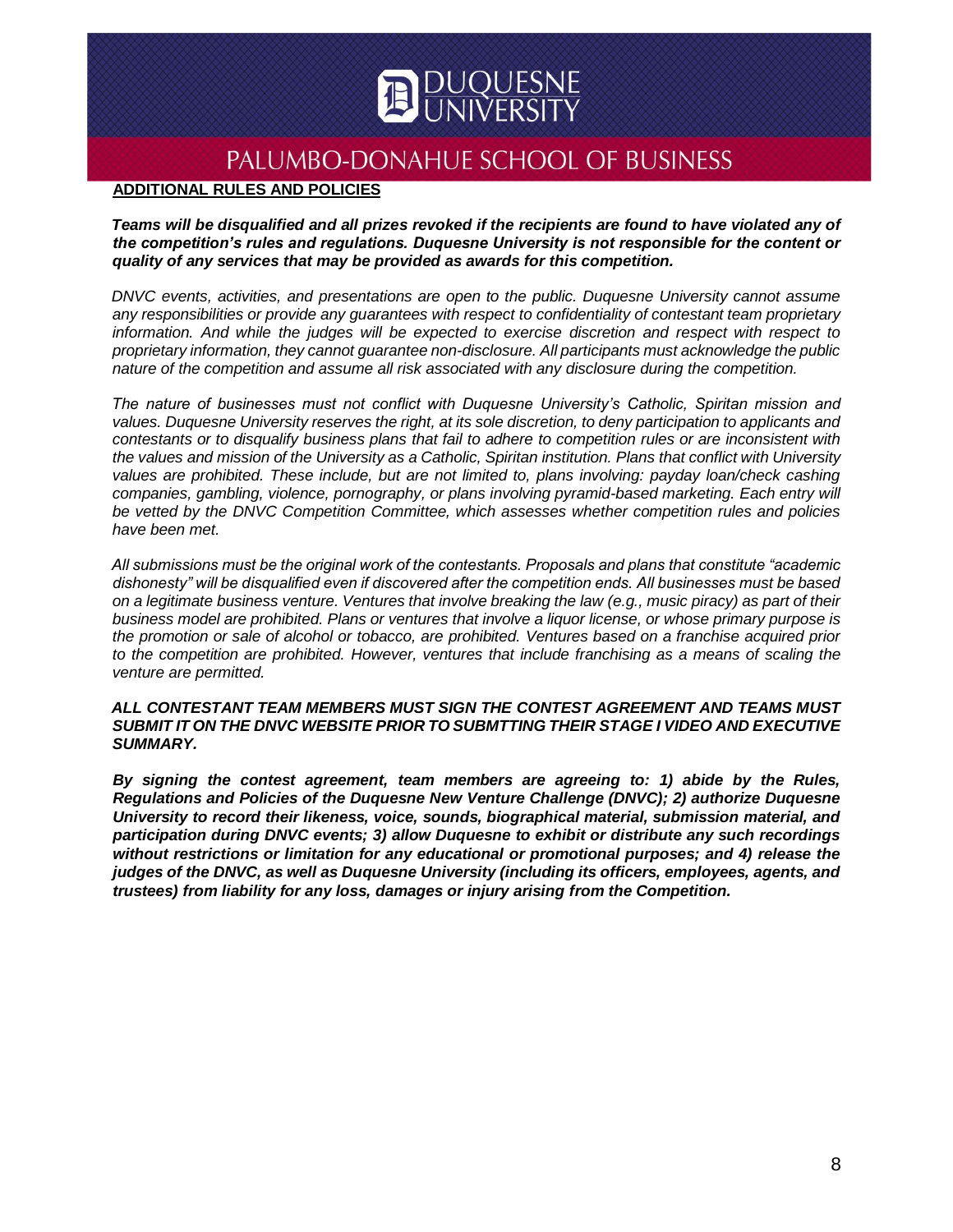## ADDITIONAL RULES AND POLICIES

***Teams will be disqualified and all prizes revoked if the recipients are found to have violated any of the competition's rules and regulations. Duquesne University is not responsible for the content or quality of any services that may be provided as awards for this competition.***

*DNVC events, activities, and presentations are open to the public. Duquesne University cannot assume any responsibilities or provide any guarantees with respect to confidentiality of contestant team proprietary information. And while the judges will be expected to exercise discretion and respect with respect to proprietary information, they cannot guarantee non-disclosure. All participants must acknowledge the public nature of the competition and assume all risk associated with any disclosure during the competition.*

*The nature of businesses must not conflict with Duquesne University's Catholic, Spiritan mission and values. Duquesne University reserves the right, at its sole discretion, to deny participation to applicants and contestants or to disqualify business plans that fail to adhere to competition rules or are inconsistent with the values and mission of the University as a Catholic, Spiritan institution. Plans that conflict with University values are prohibited. These include, but are not limited to, plans involving: payday loan/check cashing companies, gambling, violence, pornography, or plans involving pyramid-based marketing. Each entry will be vetted by the DNVC Competition Committee, which assesses whether competition rules and policies have been met.*

*All submissions must be the original work of the contestants. Proposals and plans that constitute "academic dishonesty" will be disqualified even if discovered after the competition ends. All businesses must be based on a legitimate business venture. Ventures that involve breaking the law (e.g., music piracy) as part of their business model are prohibited. Plans or ventures that involve a liquor license, or whose primary purpose is the promotion or sale of alcohol or tobacco, are prohibited. Ventures based on a franchise acquired prior to the competition are prohibited. However, ventures that include franchising as a means of scaling the venture are permitted.*

***ALL CONTESTANT TEAM MEMBERS MUST SIGN THE CONTEST AGREEMENT AND TEAMS MUST SUBMIT IT ON THE DNVC WEBSITE PRIOR TO SUBMTTING THEIR STAGE I VIDEO AND EXECUTIVE SUMMARY.***

***By signing the contest agreement, team members are agreeing to: 1) abide by the Rules, Regulations and Policies of the Duquesne New Venture Challenge (DNVC); 2) authorize Duquesne University to record their likeness, voice, sounds, biographical material, submission material, and participation during DNVC events; 3) allow Duquesne to exhibit or distribute any such recordings without restrictions or limitation for any educational or promotional purposes; and 4) release the judges of the DNVC, as well as Duquesne University (including its officers, employees, agents, and trustees) from liability for any loss, damages or injury arising from the Competition.***